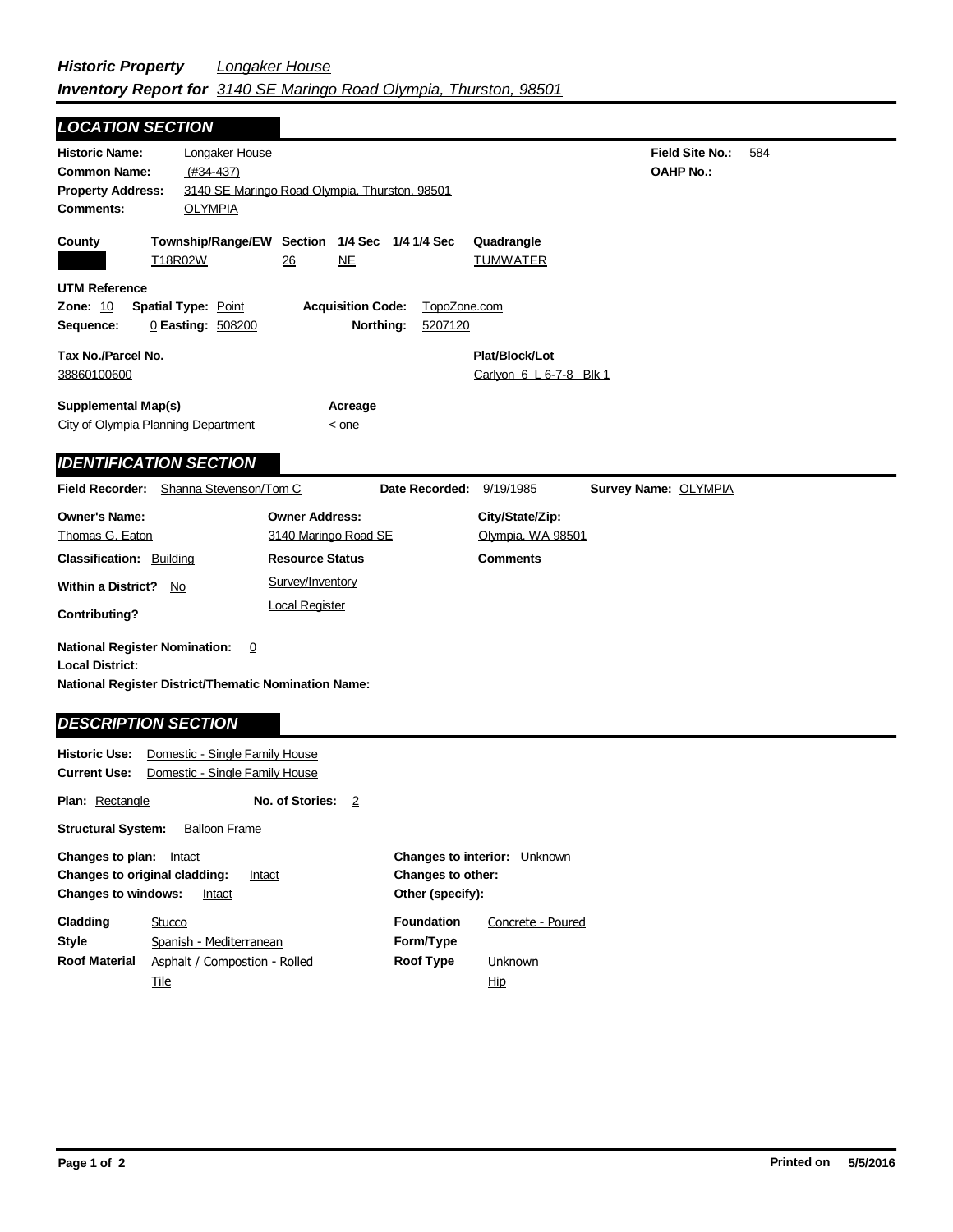***Historic Property*** *Longaker House*
***Inventory Report for*** *3140 SE Maringo Road Olympia, Thurston, 98501*

## LOCATION SECTION

**Historic Name:** Longaker House
**Common Name:** (#34-437)
**Property Address:** 3140 SE Maringo Road Olympia, Thurston, 98501
**Comments:** OLYMPIA

**Field Site No.:** 584
**OAHP No.:**

| County | Township/Range/EW | Section | 1/4 Sec | 1/4 1/4 Sec | Quadrangle |
|---|---|---|---|---|---|
| | T18R02W | 26 | NE | | TUMWATER |

**UTM Reference**
**Zone:** 10 **Spatial Type:** Point **Acquisition Code:** TopoZone.com
**Sequence:** 0 **Easting:** 508200 **Northing:** 5207120

**Tax No./Parcel No.**
38860100600

**Plat/Block/Lot**
Carlyon 6 L 6-7-8 Blk 1

**Supplemental Map(s)**
City of Olympia Planning Department

**Acreage**
< one

## IDENTIFICATION SECTION

**Field Recorder:** Shanna Stevenson/Tom C **Date Recorded:** 9/19/1985 **Survey Name:** OLYMPIA

| Owner's Name: | Owner Address: | City/State/Zip: |
|---|---|---|
| Thomas G. Eaton | 3140 Maringo Road SE | Olympia, WA 98501 |

**Classification:** Building
**Resource Status**
Survey/Inventory
Local Register
**Comments**

**Within a District?** No
**Contributing?**

**National Register Nomination:** 0
**Local District:**
**National Register District/Thematic Nomination Name:**

## DESCRIPTION SECTION

**Historic Use:** Domestic - Single Family House
**Current Use:** Domestic - Single Family House

**Plan:** Rectangle **No. of Stories:** 2

**Structural System:** Balloon Frame

**Changes to plan:** Intact
**Changes to original cladding:** Intact
**Changes to windows:** Intact
**Changes to interior:** Unknown
**Changes to other:**
**Other (specify):**

**Cladding** Stucco
**Style** Spanish - Mediterranean
**Roof Material** Asphalt / Compostion - Rolled
Tile

**Foundation** Concrete - Poured
**Form/Type**
**Roof Type** Unknown
Hip

Printed on 5/5/2016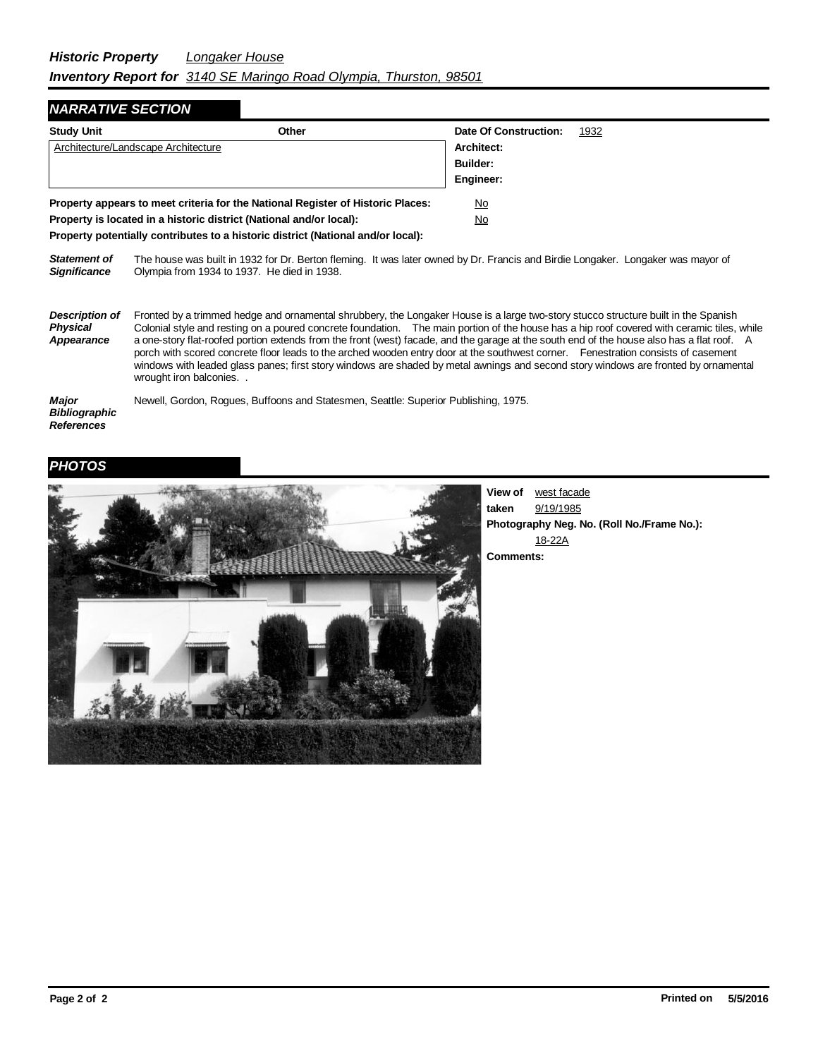**Historic Property** Longaker House

**Inventory Report for** 3140 SE Maringo Road Olympia, Thurston, 98501

## NARRATIVE SECTION

| Study Unit | Other | | |
|---|---|---|---|
| Architecture/Landscape Architecture | | **Date Of Construction:** | 1932 |
| | | **Architect:** | |
| | | **Builder:** | |
| | | **Engineer:** | |

**Property appears to meet criteria for the National Register of Historic Places:** No

**Property is located in a historic district (National and/or local):** No

**Property potentially contributes to a historic district (National and/or local):**

***Statement of Significance***

The house was built in 1932 for Dr. Berton fleming. It was later owned by Dr. Francis and Birdie Longaker. Longaker was mayor of Olympia from 1934 to 1937. He died in 1938.

***Description of Physical Appearance***

Fronted by a trimmed hedge and ornamental shrubbery, the Longaker House is a large two-story stucco structure built in the Spanish Colonial style and resting on a poured concrete foundation. The main portion of the house has a hip roof covered with ceramic tiles, while a one-story flat-roofed portion extends from the front (west) facade, and the garage at the south end of the house also has a flat roof. A porch with scored concrete floor leads to the arched wooden entry door at the southwest corner. Fenestration consists of casement windows with leaded glass panes; first story windows are shaded by metal awnings and second story windows are fronted by ornamental wrought iron balconies. .

***Major Bibliographic References***

Newell, Gordon, Rogues, Buffoons and Statesmen, Seattle: Superior Publishing, 1975.

## PHOTOS

**View of** west facade

**taken** 9/19/1985

**Photography Neg. No. (Roll No./Frame No.):** 18-22A

**Comments:**

**Printed on** 5/5/2016